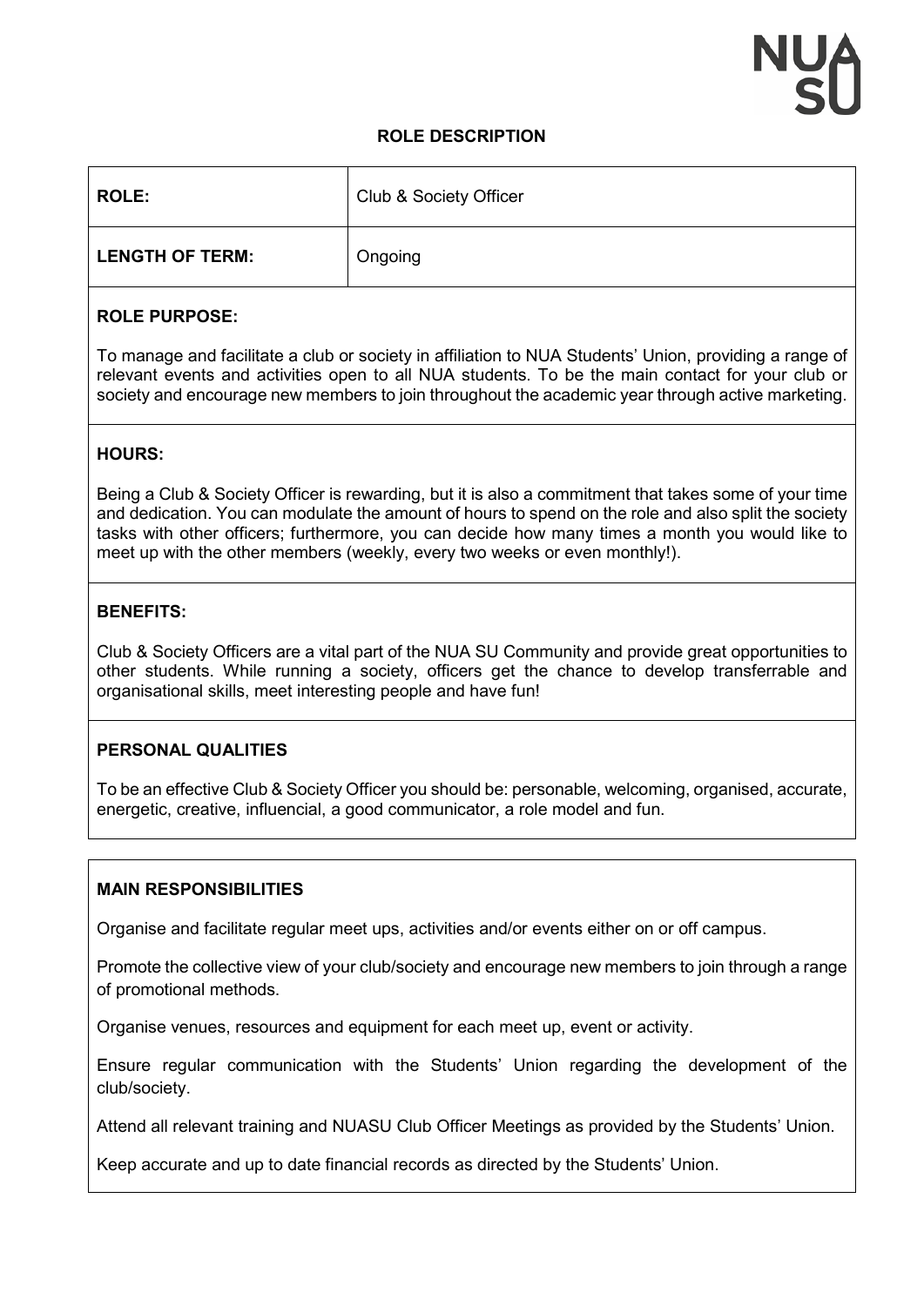NUA SU

# ROLE DESCRIPTION

| ROLE: | Club & Society Officer |
|---|---|
| LENGTH OF TERM: | Ongoing |

## ROLE PURPOSE:

To manage and facilitate a club or society in affiliation to NUA Students' Union, providing a range of relevant events and activities open to all NUA students. To be the main contact for your club or society and encourage new members to join throughout the academic year through active marketing.

## HOURS:

Being a Club & Society Officer is rewarding, but it is also a commitment that takes some of your time and dedication. You can modulate the amount of hours to spend on the role and also split the society tasks with other officers; furthermore, you can decide how many times a month you would like to meet up with the other members (weekly, every two weeks or even monthly!).

## BENEFITS:

Club & Society Officers are a vital part of the NUA SU Community and provide great opportunities to other students. While running a society, officers get the chance to develop transferrable and organisational skills, meet interesting people and have fun!

## PERSONAL QUALITIES

To be an effective Club & Society Officer you should be: personable, welcoming, organised, accurate, energetic, creative, influencial, a good communicator, a role model and fun.

## MAIN RESPONSIBILITIES

Organise and facilitate regular meet ups, activities and/or events either on or off campus.

Promote the collective view of your club/society and encourage new members to join through a range of promotional methods.

Organise venues, resources and equipment for each meet up, event or activity.

Ensure regular communication with the Students' Union regarding the development of the club/society.

Attend all relevant training and NUASU Club Officer Meetings as provided by the Students' Union.

Keep accurate and up to date financial records as directed by the Students' Union.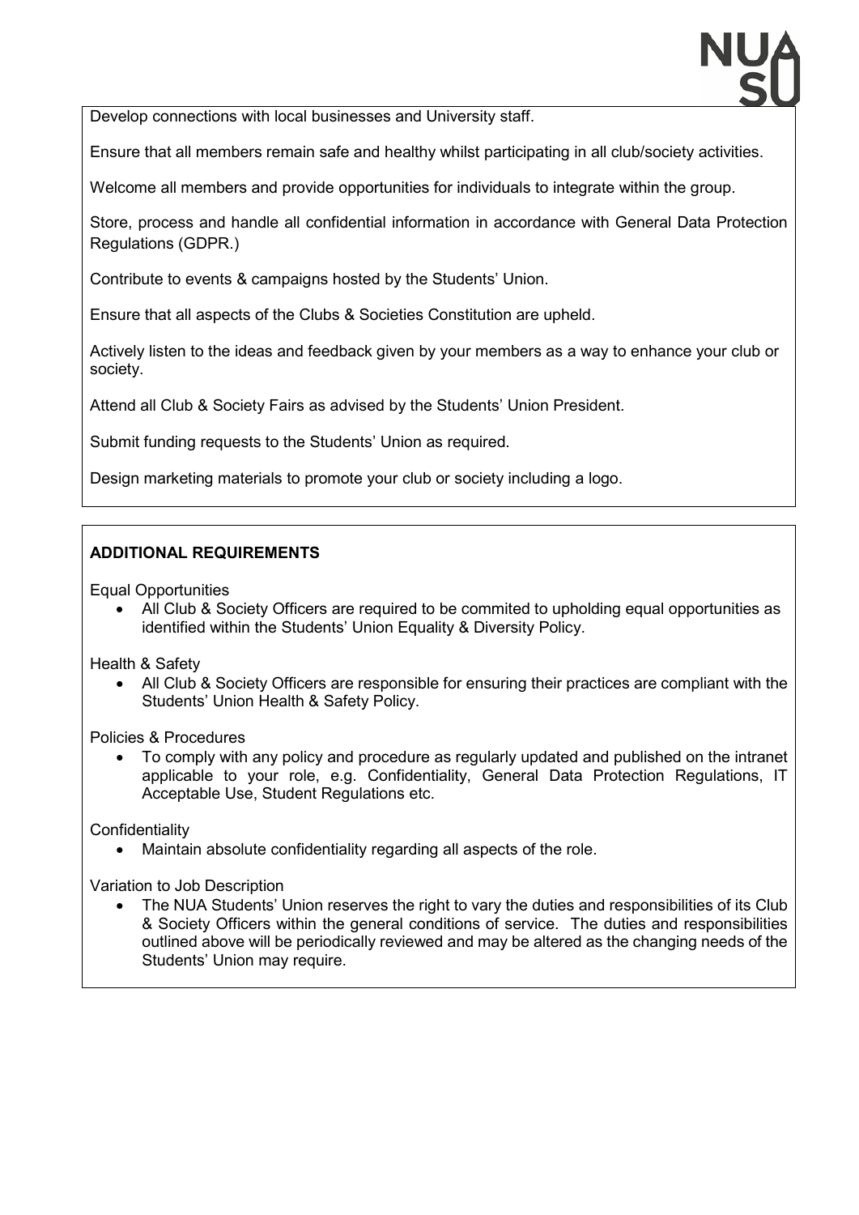Develop connections with local businesses and University staff.

Ensure that all members remain safe and healthy whilst participating in all club/society activities.

Welcome all members and provide opportunities for individuals to integrate within the group.

Store, process and handle all confidential information in accordance with General Data Protection Regulations (GDPR.)

Contribute to events & campaigns hosted by the Students' Union.

Ensure that all aspects of the Clubs & Societies Constitution are upheld.

Actively listen to the ideas and feedback given by your members as a way to enhance your club or society.

Attend all Club & Society Fairs as advised by the Students' Union President.

Submit funding requests to the Students' Union as required.

Design marketing materials to promote your club or society including a logo.

**ADDITIONAL REQUIREMENTS**

Equal Opportunities

- All Club & Society Officers are required to be commited to upholding equal opportunities as identified within the Students' Union Equality & Diversity Policy.

Health & Safety

- All Club & Society Officers are responsible for ensuring their practices are compliant with the Students' Union Health & Safety Policy.

Policies & Procedures

- To comply with any policy and procedure as regularly updated and published on the intranet applicable to your role, e.g. Confidentiality, General Data Protection Regulations, IT Acceptable Use, Student Regulations etc.

Confidentiality

- Maintain absolute confidentiality regarding all aspects of the role.

Variation to Job Description

- The NUA Students' Union reserves the right to vary the duties and responsibilities of its Club & Society Officers within the general conditions of service. The duties and responsibilities outlined above will be periodically reviewed and may be altered as the changing needs of the Students' Union may require.